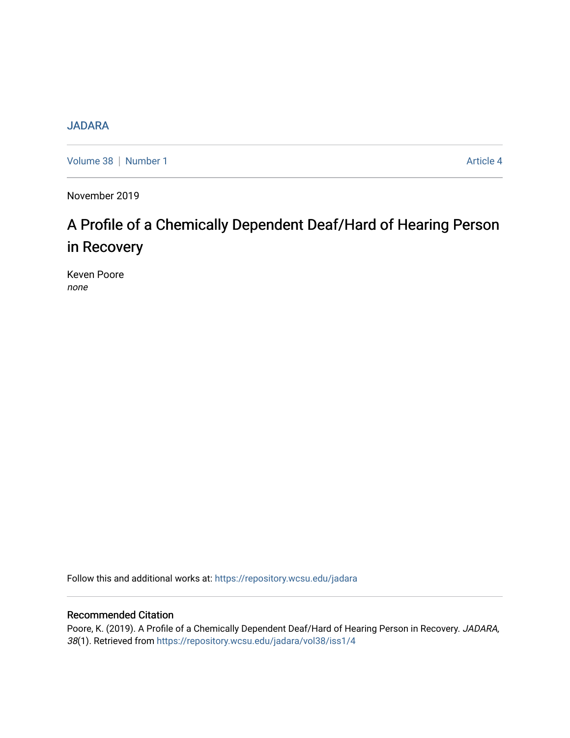JADARA

Volume 38 | Number 1 | Article 4

November 2019

# A Profile of a Chemically Dependent Deaf/Hard of Hearing Person in Recovery

Keven Poore
*none*

Follow this and additional works at: https://repository.wcsu.edu/jadara

## Recommended Citation

Poore, K. (2019). A Profile of a Chemically Dependent Deaf/Hard of Hearing Person in Recovery. *JADARA, 38*(1). Retrieved from https://repository.wcsu.edu/jadara/vol38/iss1/4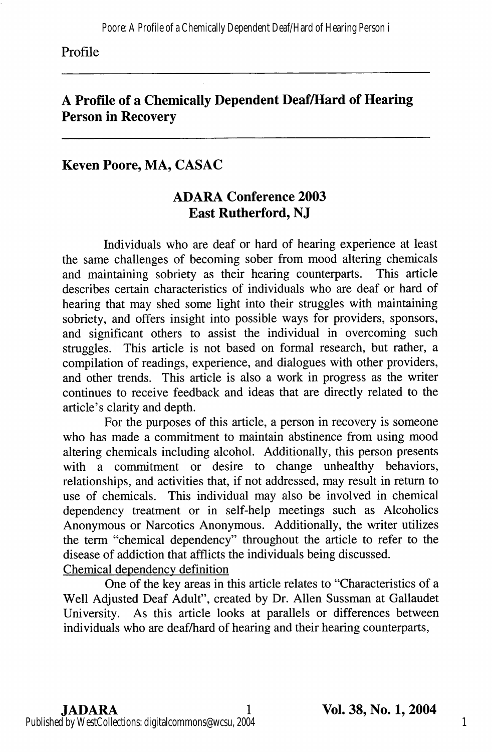Profile

# A Profile of a Chemically Dependent Deaf/Hard of Hearing Person in Recovery

## Keven Poore, MA, CASAC

### ADARA Conference 2003
### East Rutherford, NJ

Individuals who are deaf or hard of hearing experience at least the same challenges of becoming sober from mood altering chemicals and maintaining sobriety as their hearing counterparts. This article describes certain characteristics of individuals who are deaf or hard of hearing that may shed some light into their struggles with maintaining sobriety, and offers insight into possible ways for providers, sponsors, and significant others to assist the individual in overcoming such struggles. This article is not based on formal research, but rather, a compilation of readings, experience, and dialogues with other providers, and other trends. This article is also a work in progress as the writer continues to receive feedback and ideas that are directly related to the article's clarity and depth.

For the purposes of this article, a person in recovery is someone who has made a commitment to maintain abstinence from using mood altering chemicals including alcohol. Additionally, this person presents with a commitment or desire to change unhealthy behaviors, relationships, and activities that, if not addressed, may result in return to use of chemicals. This individual may also be involved in chemical dependency treatment or in self-help meetings such as Alcoholics Anonymous or Narcotics Anonymous. Additionally, the writer utilizes the term "chemical dependency" throughout the article to refer to the disease of addiction that afflicts the individuals being discussed.

<u>Chemical dependency definition</u>

One of the key areas in this article relates to "Characteristics of a Well Adjusted Deaf Adult", created by Dr. Allen Sussman at Gallaudet University. As this article looks at parallels or differences between individuals who are deaf/hard of hearing and their hearing counterparts,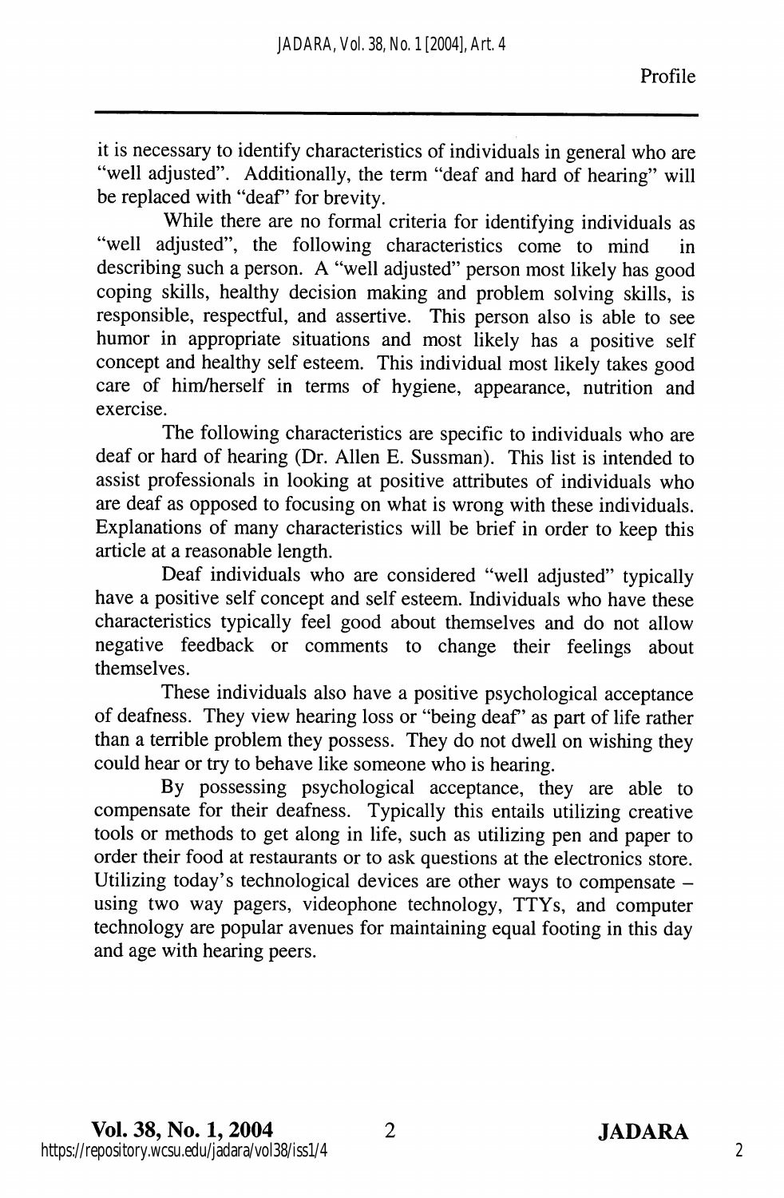it is necessary to identify characteristics of individuals in general who are "well adjusted". Additionally, the term "deaf and hard of hearing" will be replaced with "deaf" for brevity.

While there are no formal criteria for identifying individuals as "well adjusted", the following characteristics come to mind in describing such a person. A "well adjusted" person most likely has good coping skills, healthy decision making and problem solving skills, is responsible, respectful, and assertive. This person also is able to see humor in appropriate situations and most likely has a positive self concept and healthy self esteem. This individual most likely takes good care of him/herself in terms of hygiene, appearance, nutrition and exercise.

The following characteristics are specific to individuals who are deaf or hard of hearing (Dr. Allen E. Sussman). This list is intended to assist professionals in looking at positive attributes of individuals who are deaf as opposed to focusing on what is wrong with these individuals. Explanations of many characteristics will be brief in order to keep this article at a reasonable length.

Deaf individuals who are considered "well adjusted" typically have a positive self concept and self esteem. Individuals who have these characteristics typically feel good about themselves and do not allow negative feedback or comments to change their feelings about themselves.

These individuals also have a positive psychological acceptance of deafness. They view hearing loss or "being deaf" as part of life rather than a terrible problem they possess. They do not dwell on wishing they could hear or try to behave like someone who is hearing.

By possessing psychological acceptance, they are able to compensate for their deafness. Typically this entails utilizing creative tools or methods to get along in life, such as utilizing pen and paper to order their food at restaurants or to ask questions at the electronics store. Utilizing today's technological devices are other ways to compensate – using two way pagers, videophone technology, TTYs, and computer technology are popular avenues for maintaining equal footing in this day and age with hearing peers.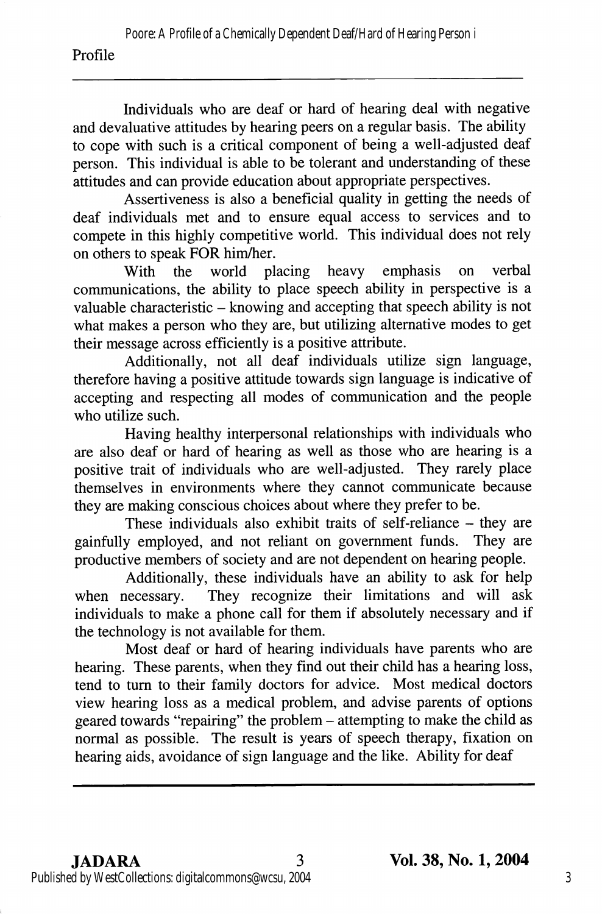Individuals who are deaf or hard of hearing deal with negative and devaluative attitudes by hearing peers on a regular basis. The ability to cope with such is a critical component of being a well-adjusted deaf person. This individual is able to be tolerant and understanding of these attitudes and can provide education about appropriate perspectives.

Assertiveness is also a beneficial quality in getting the needs of deaf individuals met and to ensure equal access to services and to compete in this highly competitive world. This individual does not rely on others to speak FOR him/her.

With the world placing heavy emphasis on verbal communications, the ability to place speech ability in perspective is a valuable characteristic – knowing and accepting that speech ability is not what makes a person who they are, but utilizing alternative modes to get their message across efficiently is a positive attribute.

Additionally, not all deaf individuals utilize sign language, therefore having a positive attitude towards sign language is indicative of accepting and respecting all modes of communication and the people who utilize such.

Having healthy interpersonal relationships with individuals who are also deaf or hard of hearing as well as those who are hearing is a positive trait of individuals who are well-adjusted. They rarely place themselves in environments where they cannot communicate because they are making conscious choices about where they prefer to be.

These individuals also exhibit traits of self-reliance – they are gainfully employed, and not reliant on government funds. They are productive members of society and are not dependent on hearing people.

Additionally, these individuals have an ability to ask for help when necessary. They recognize their limitations and will ask individuals to make a phone call for them if absolutely necessary and if the technology is not available for them.

Most deaf or hard of hearing individuals have parents who are hearing. These parents, when they find out their child has a hearing loss, tend to turn to their family doctors for advice. Most medical doctors view hearing loss as a medical problem, and advise parents of options geared towards "repairing" the problem – attempting to make the child as normal as possible. The result is years of speech therapy, fixation on hearing aids, avoidance of sign language and the like. Ability for deaf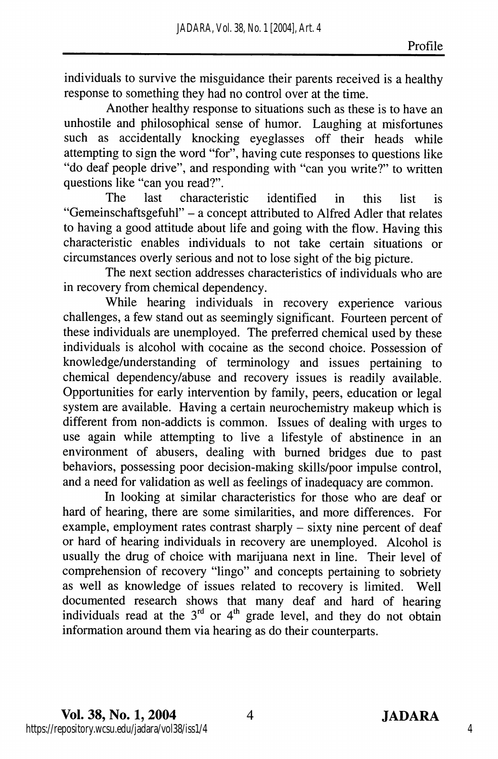individuals to survive the misguidance their parents received is a healthy response to something they had no control over at the time.

Another healthy response to situations such as these is to have an unhostile and philosophical sense of humor. Laughing at misfortunes such as accidentally knocking eyeglasses off their heads while attempting to sign the word "for", having cute responses to questions like "do deaf people drive", and responding with "can you write?" to written questions like "can you read?".

The last characteristic identified in this list is "Gemeinschaftsgefuhl" – a concept attributed to Alfred Adler that relates to having a good attitude about life and going with the flow. Having this characteristic enables individuals to not take certain situations or circumstances overly serious and not to lose sight of the big picture.

The next section addresses characteristics of individuals who are in recovery from chemical dependency.

While hearing individuals in recovery experience various challenges, a few stand out as seemingly significant. Fourteen percent of these individuals are unemployed. The preferred chemical used by these individuals is alcohol with cocaine as the second choice. Possession of knowledge/understanding of terminology and issues pertaining to chemical dependency/abuse and recovery issues is readily available. Opportunities for early intervention by family, peers, education or legal system are available. Having a certain neurochemistry makeup which is different from non-addicts is common. Issues of dealing with urges to use again while attempting to live a lifestyle of abstinence in an environment of abusers, dealing with burned bridges due to past behaviors, possessing poor decision-making skills/poor impulse control, and a need for validation as well as feelings of inadequacy are common.

In looking at similar characteristics for those who are deaf or hard of hearing, there are some similarities, and more differences. For example, employment rates contrast sharply – sixty nine percent of deaf or hard of hearing individuals in recovery are unemployed. Alcohol is usually the drug of choice with marijuana next in line. Their level of comprehension of recovery "lingo" and concepts pertaining to sobriety as well as knowledge of issues related to recovery is limited. Well documented research shows that many deaf and hard of hearing individuals read at the 3rd or 4th grade level, and they do not obtain information around them via hearing as do their counterparts.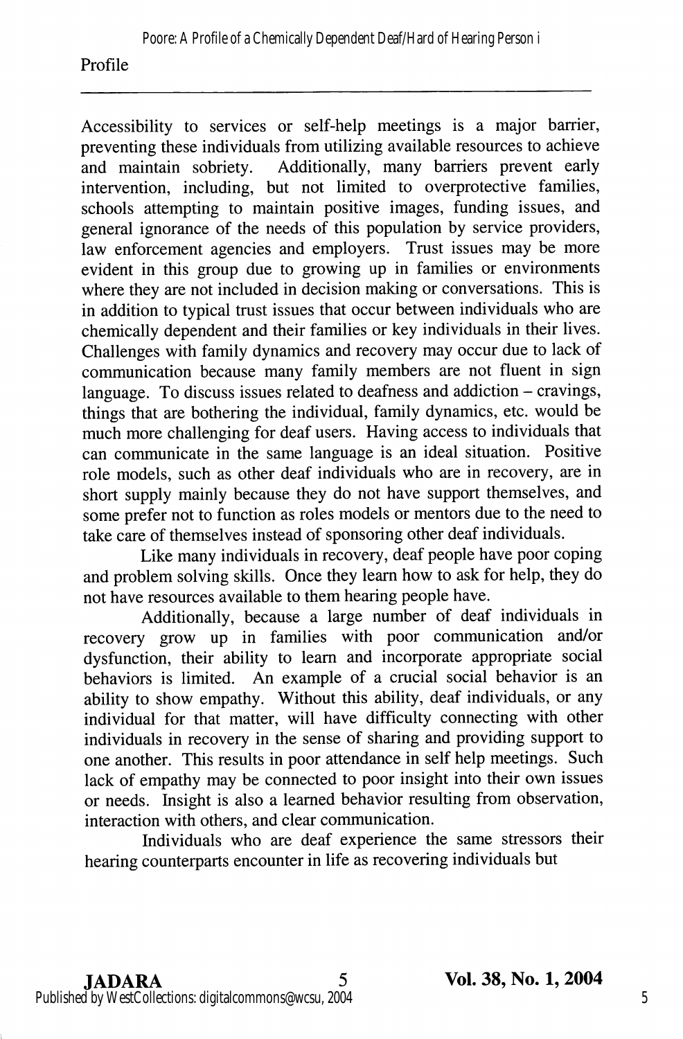Accessibility to services or self-help meetings is a major barrier, preventing these individuals from utilizing available resources to achieve and maintain sobriety. Additionally, many barriers prevent early intervention, including, but not limited to overprotective families, schools attempting to maintain positive images, funding issues, and general ignorance of the needs of this population by service providers, law enforcement agencies and employers. Trust issues may be more evident in this group due to growing up in families or environments where they are not included in decision making or conversations. This is in addition to typical trust issues that occur between individuals who are chemically dependent and their families or key individuals in their lives. Challenges with family dynamics and recovery may occur due to lack of communication because many family members are not fluent in sign language. To discuss issues related to deafness and addiction – cravings, things that are bothering the individual, family dynamics, etc. would be much more challenging for deaf users. Having access to individuals that can communicate in the same language is an ideal situation. Positive role models, such as other deaf individuals who are in recovery, are in short supply mainly because they do not have support themselves, and some prefer not to function as roles models or mentors due to the need to take care of themselves instead of sponsoring other deaf individuals.

Like many individuals in recovery, deaf people have poor coping and problem solving skills. Once they learn how to ask for help, they do not have resources available to them hearing people have.

Additionally, because a large number of deaf individuals in recovery grow up in families with poor communication and/or dysfunction, their ability to learn and incorporate appropriate social behaviors is limited. An example of a crucial social behavior is an ability to show empathy. Without this ability, deaf individuals, or any individual for that matter, will have difficulty connecting with other individuals in recovery in the sense of sharing and providing support to one another. This results in poor attendance in self help meetings. Such lack of empathy may be connected to poor insight into their own issues or needs. Insight is also a learned behavior resulting from observation, interaction with others, and clear communication.

Individuals who are deaf experience the same stressors their hearing counterparts encounter in life as recovering individuals but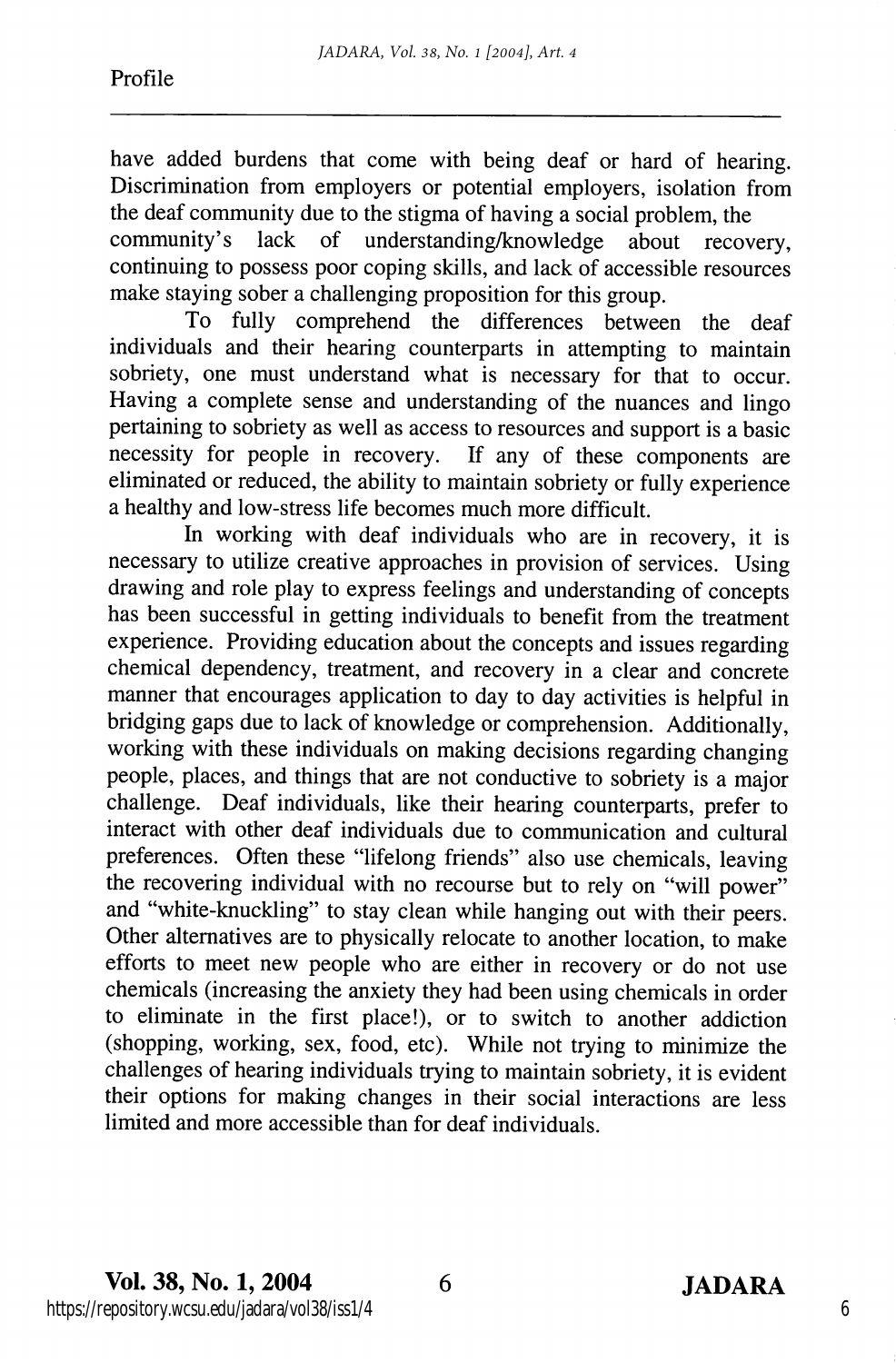have added burdens that come with being deaf or hard of hearing. Discrimination from employers or potential employers, isolation from the deaf community due to the stigma of having a social problem, the community's lack of understanding/knowledge about recovery, continuing to possess poor coping skills, and lack of accessible resources make staying sober a challenging proposition for this group.

To fully comprehend the differences between the deaf individuals and their hearing counterparts in attempting to maintain sobriety, one must understand what is necessary for that to occur. Having a complete sense and understanding of the nuances and lingo pertaining to sobriety as well as access to resources and support is a basic necessity for people in recovery. If any of these components are eliminated or reduced, the ability to maintain sobriety or fully experience a healthy and low-stress life becomes much more difficult.

In working with deaf individuals who are in recovery, it is necessary to utilize creative approaches in provision of services. Using drawing and role play to express feelings and understanding of concepts has been successful in getting individuals to benefit from the treatment experience. Providing education about the concepts and issues regarding chemical dependency, treatment, and recovery in a clear and concrete manner that encourages application to day to day activities is helpful in bridging gaps due to lack of knowledge or comprehension. Additionally, working with these individuals on making decisions regarding changing people, places, and things that are not conductive to sobriety is a major challenge. Deaf individuals, like their hearing counterparts, prefer to interact with other deaf individuals due to communication and cultural preferences. Often these "lifelong friends" also use chemicals, leaving the recovering individual with no recourse but to rely on "will power" and "white-knuckling" to stay clean while hanging out with their peers. Other alternatives are to physically relocate to another location, to make efforts to meet new people who are either in recovery or do not use chemicals (increasing the anxiety they had been using chemicals in order to eliminate in the first place!), or to switch to another addiction (shopping, working, sex, food, etc). While not trying to minimize the challenges of hearing individuals trying to maintain sobriety, it is evident their options for making changes in their social interactions are less limited and more accessible than for deaf individuals.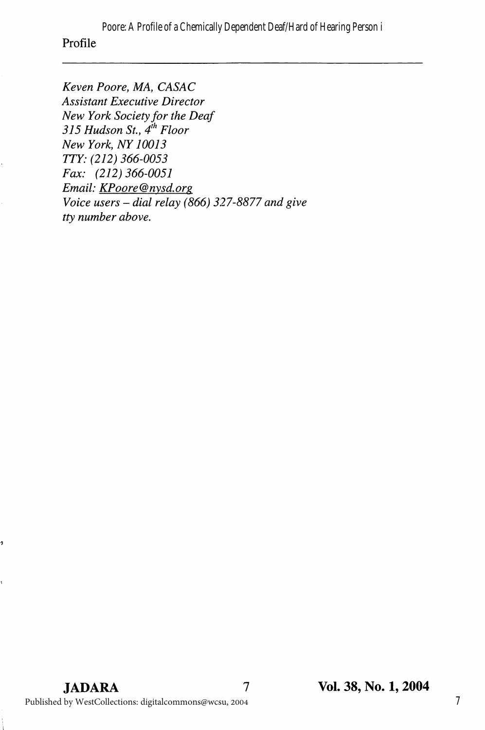*Keven Poore, MA, CASAC*
*Assistant Executive Director*
*New York Society for the Deaf*
*315 Hudson St., 4th Floor*
*New York, NY 10013*
*TTY: (212) 366-0053*
*Fax: (212) 366-0051*
*Email: KPoore@nysd.org*
*Voice users – dial relay (866) 327-8877 and give tty number above.*